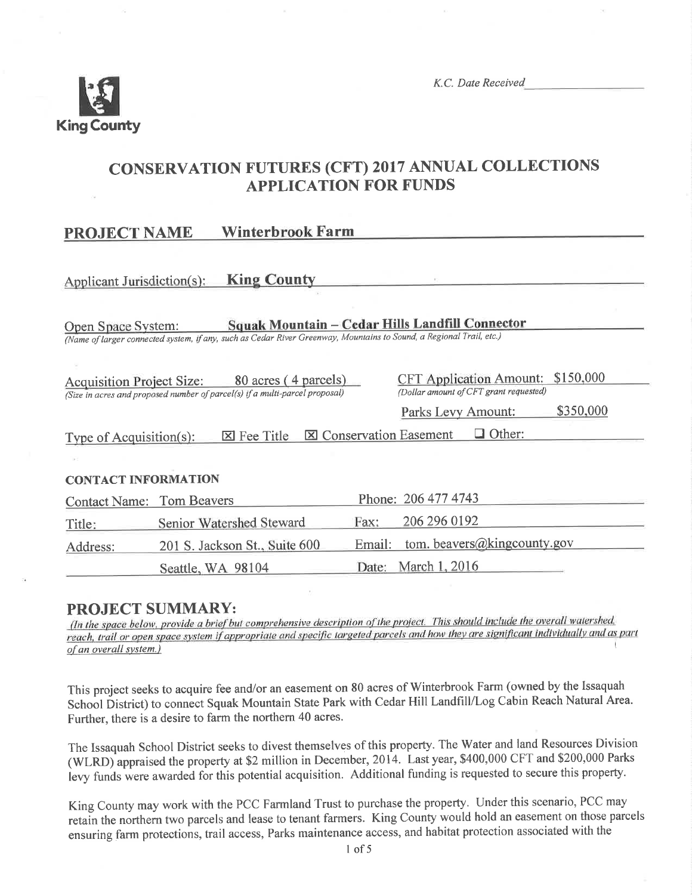King County

*K.C. Date Received*

# CONSERVATION FUTURES (CFT) 2017 ANNUAL COLLECTIONS APPLICATION FOR FUNDS

## PROJECT NAME Winterbrook Farm

Applicant Jurisdiction(s): **King County**

Open Space System: **Squak Mountain – Cedar Hills Landfill Connector**
*(Name of larger connected system, if any, such as Cedar River Greenway, Mountains to Sound, a Regional Trail, etc.)*

Acquisition Project Size: 80 acres ( 4 parcels)
*(Size in acres and proposed number of parcel(s) if a multi-parcel proposal)*

CFT Application Amount: $150,000
*(Dollar amount of CFT grant requested)*

Parks Levy Amount: $350,000

Type of Acquisition(s): ☒ Fee Title ☒ Conservation Easement ☐ Other:

### CONTACT INFORMATION

| | | | |
|---|---|---|---|
| Contact Name: | Tom Beavers | Phone: | 206 477 4743 |
| Title: | Senior Watershed Steward | Fax: | 206 296 0192 |
| Address: | 201 S. Jackson St., Suite 600 | Email: | tom. beavers@kingcounty.gov |
| | Seattle, WA 98104 | Date: | March 1, 2016 |

## PROJECT SUMMARY:

*(In the space below, provide a brief but comprehensive description of the project. This should include the overall watershed, reach, trail or open space system if appropriate and specific targeted parcels and how they are significant individually and as part of an overall system.)*

This project seeks to acquire fee and/or an easement on 80 acres of Winterbrook Farm (owned by the Issaquah School District) to connect Squak Mountain State Park with Cedar Hill Landfill/Log Cabin Reach Natural Area. Further, there is a desire to farm the northern 40 acres.

The Issaquah School District seeks to divest themselves of this property. The Water and land Resources Division (WLRD) appraised the property at $2 million in December, 2014. Last year, $400,000 CFT and $200,000 Parks levy funds were awarded for this potential acquisition. Additional funding is requested to secure this property.

King County may work with the PCC Farmland Trust to purchase the property. Under this scenario, PCC may retain the northern two parcels and lease to tenant farmers. King County would hold an easement on those parcels ensuring farm protections, trail access, Parks maintenance access, and habitat protection associated with the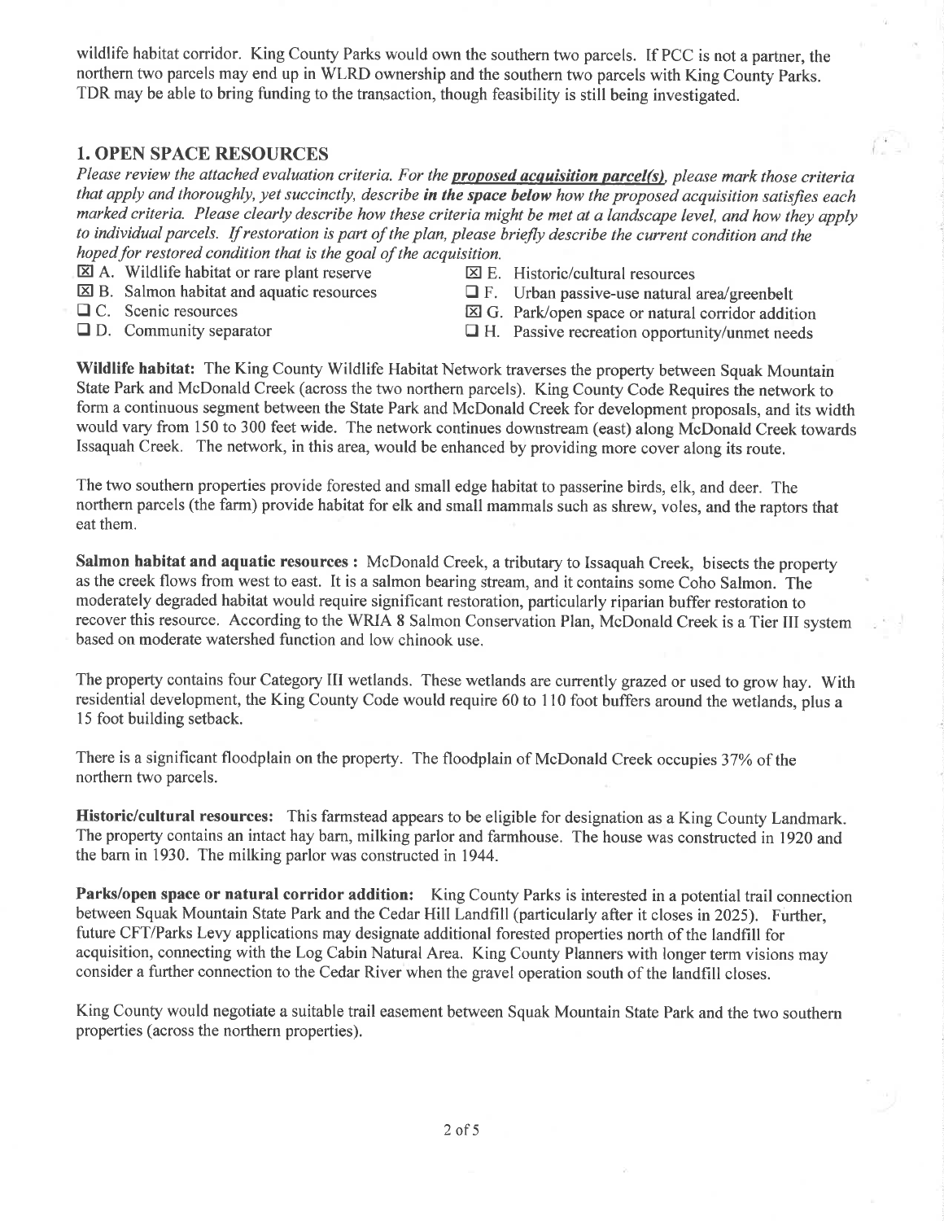wildlife habitat corridor. King County Parks would own the southern two parcels. If PCC is not a partner, the northern two parcels may end up in WLRD ownership and the southern two parcels with King County Parks. TDR may be able to bring funding to the transaction, though feasibility is still being investigated.

## 1. OPEN SPACE RESOURCES

*Please review the attached evaluation criteria. For the* ***proposed acquisition parcel(s)****, please mark those criteria that apply and thoroughly, yet succinctly, describe* ***in the space below*** *how the proposed acquisition satisfies each marked criteria. Please clearly describe how these criteria might be met at a landscape level, and how they apply to individual parcels. If restoration is part of the plan, please briefly describe the current condition and the hoped for restored condition that is the goal of the acquisition.*

- ☒ A. Wildlife habitat or rare plant reserve
- ☒ B. Salmon habitat and aquatic resources
- ☐ C. Scenic resources
- ☐ D. Community separator
- ☒ E. Historic/cultural resources
- ☐ F. Urban passive-use natural area/greenbelt
- ☒ G. Park/open space or natural corridor addition
- ☐ H. Passive recreation opportunity/unmet needs

**Wildlife habitat:** The King County Wildlife Habitat Network traverses the property between Squak Mountain State Park and McDonald Creek (across the two northern parcels). King County Code Requires the network to form a continuous segment between the State Park and McDonald Creek for development proposals, and its width would vary from 150 to 300 feet wide. The network continues downstream (east) along McDonald Creek towards Issaquah Creek. The network, in this area, would be enhanced by providing more cover along its route.

The two southern properties provide forested and small edge habitat to passerine birds, elk, and deer. The northern parcels (the farm) provide habitat for elk and small mammals such as shrew, voles, and the raptors that eat them.

**Salmon habitat and aquatic resources :** McDonald Creek, a tributary to Issaquah Creek, bisects the property as the creek flows from west to east. It is a salmon bearing stream, and it contains some Coho Salmon. The moderately degraded habitat would require significant restoration, particularly riparian buffer restoration to recover this resource. According to the WRIA 8 Salmon Conservation Plan, McDonald Creek is a Tier III system based on moderate watershed function and low chinook use.

The property contains four Category III wetlands. These wetlands are currently grazed or used to grow hay. With residential development, the King County Code would require 60 to 110 foot buffers around the wetlands, plus a 15 foot building setback.

There is a significant floodplain on the property. The floodplain of McDonald Creek occupies 37% of the northern two parcels.

**Historic/cultural resources:** This farmstead appears to be eligible for designation as a King County Landmark. The property contains an intact hay barn, milking parlor and farmhouse. The house was constructed in 1920 and the barn in 1930. The milking parlor was constructed in 1944.

**Parks/open space or natural corridor addition:** King County Parks is interested in a potential trail connection between Squak Mountain State Park and the Cedar Hill Landfill (particularly after it closes in 2025). Further, future CFT/Parks Levy applications may designate additional forested properties north of the landfill for acquisition, connecting with the Log Cabin Natural Area. King County Planners with longer term visions may consider a further connection to the Cedar River when the gravel operation south of the landfill closes.

King County would negotiate a suitable trail easement between Squak Mountain State Park and the two southern properties (across the northern properties).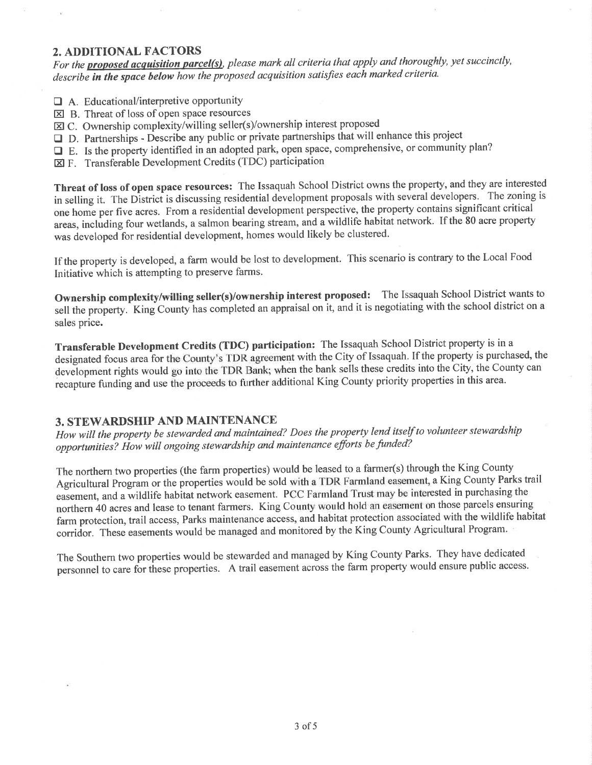## 2. ADDITIONAL FACTORS

*For the* ***proposed acquisition parcel(s)****, please mark all criteria that apply and thoroughly, yet succinctly, describe* ***in the space below*** *how the proposed acquisition satisfies each marked criteria.*

- ☐ A. Educational/interpretive opportunity
- ☒ B. Threat of loss of open space resources
- ☒ C. Ownership complexity/willing seller(s)/ownership interest proposed
- ☐ D. Partnerships - Describe any public or private partnerships that will enhance this project
- ☐ E. Is the property identified in an adopted park, open space, comprehensive, or community plan?
- ☒ F. Transferable Development Credits (TDC) participation

**Threat of loss of open space resources:** The Issaquah School District owns the property, and they are interested in selling it. The District is discussing residential development proposals with several developers. The zoning is one home per five acres. From a residential development perspective, the property contains significant critical areas, including four wetlands, a salmon bearing stream, and a wildlife habitat network. If the 80 acre property was developed for residential development, homes would likely be clustered.

If the property is developed, a farm would be lost to development. This scenario is contrary to the Local Food Initiative which is attempting to preserve farms.

**Ownership complexity/willing seller(s)/ownership interest proposed:** The Issaquah School District wants to sell the property. King County has completed an appraisal on it, and it is negotiating with the school district on a sales price.

**Transferable Development Credits (TDC) participation:** The Issaquah School District property is in a designated focus area for the County's TDR agreement with the City of Issaquah. If the property is purchased, the development rights would go into the TDR Bank; when the bank sells these credits into the City, the County can recapture funding and use the proceeds to further additional King County priority properties in this area.

## 3. STEWARDSHIP AND MAINTENANCE

*How will the property be stewarded and maintained? Does the property lend itself to volunteer stewardship opportunities? How will ongoing stewardship and maintenance efforts be funded?*

The northern two properties (the farm properties) would be leased to a farmer(s) through the King County Agricultural Program or the properties would be sold with a TDR Farmland easement, a King County Parks trail easement, and a wildlife habitat network easement. PCC Farmland Trust may be interested in purchasing the northern 40 acres and lease to tenant farmers. King County would hold an easement on those parcels ensuring farm protection, trail access, Parks maintenance access, and habitat protection associated with the wildlife habitat corridor. These easements would be managed and monitored by the King County Agricultural Program.

The Southern two properties would be stewarded and managed by King County Parks. They have dedicated personnel to care for these properties. A trail easement across the farm property would ensure public access.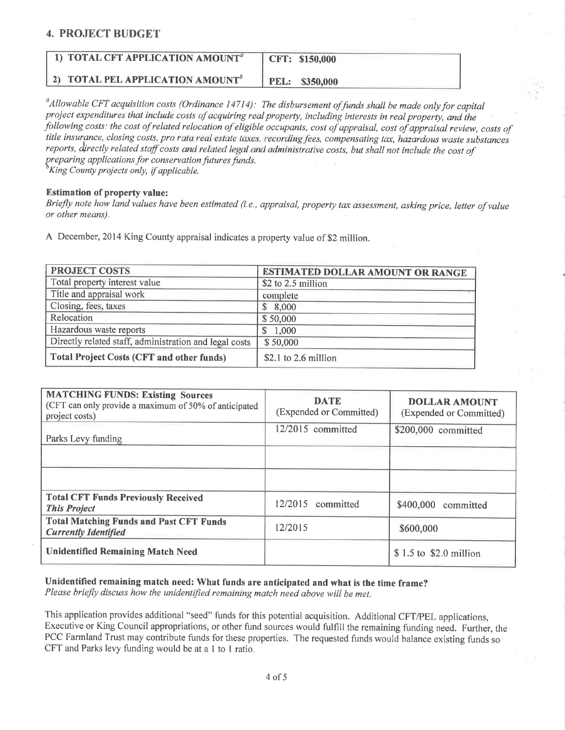## 4. PROJECT BUDGET

| 1) TOTAL CFT APPLICATION AMOUNT[a] | CFT: $150,000 |
| --- | --- |
| 2) TOTAL PEL APPLICATION AMOUNT[b] | PEL: $350,000 |

[a]*Allowable CFT acquisition costs (Ordinance 14714): The disbursement of funds shall be made only for capital project expenditures that include costs of acquiring real property, including interests in real property, and the following costs: the cost of related relocation of eligible occupants, cost of appraisal, cost of appraisal review, costs of title insurance, closing costs, pro rata real estate taxes, recording fees, compensating tax, hazardous waste substances reports, directly related staff costs and related legal and administrative costs, but shall not include the cost of preparing applications for conservation futures funds.*
[b]*King County projects only, if applicable.*

**Estimation of property value:**
*Briefly note how land values have been estimated (i.e., appraisal, property tax assessment, asking price, letter of value or other means).*

A December, 2014 King County appraisal indicates a property value of $2 million.

| PROJECT COSTS | ESTIMATED DOLLAR AMOUNT OR RANGE |
| --- | --- |
| Total property interest value | $2 to 2.5 million |
| Title and appraisal work | complete |
| Closing, fees, taxes | $ 8,000 |
| Relocation | $ 50,000 |
| Hazardous waste reports | $ 1,000 |
| Directly related staff, administration and legal costs | $ 50,000 |
| **Total Project Costs (CFT and other funds)** | $2.1 to 2.6 million |

| **MATCHING FUNDS: Existing Sources** (CFT can only provide a maximum of 50% of anticipated project costs) | **DATE** (Expended or Committed) | **DOLLAR AMOUNT** (Expended or Committed) |
| --- | --- | --- |
| Parks Levy funding | 12/2015 committed | $200,000 committed |
| | | |
| | | |
| **Total CFT Funds Previously Received** ***This Project*** | 12/2015 committed | $400,000 committed |
| **Total Matching Funds and Past CFT Funds** ***Currently Identified*** | 12/2015 | $600,000 |
| **Unidentified Remaining Match Need** | | $ 1.5 to $2.0 million |

**Unidentified remaining match need: What funds are anticipated and what is the time frame?**
*Please briefly discuss how the unidentified remaining match need above will be met.*

This application provides additional "seed" funds for this potential acquisition. Additional CFT/PEL applications, Executive or King Council appropriations, or other fund sources would fulfill the remaining funding need. Further, the PCC Farmland Trust may contribute funds for these properties. The requested funds would balance existing funds so CFT and Parks levy funding would be at a 1 to 1 ratio.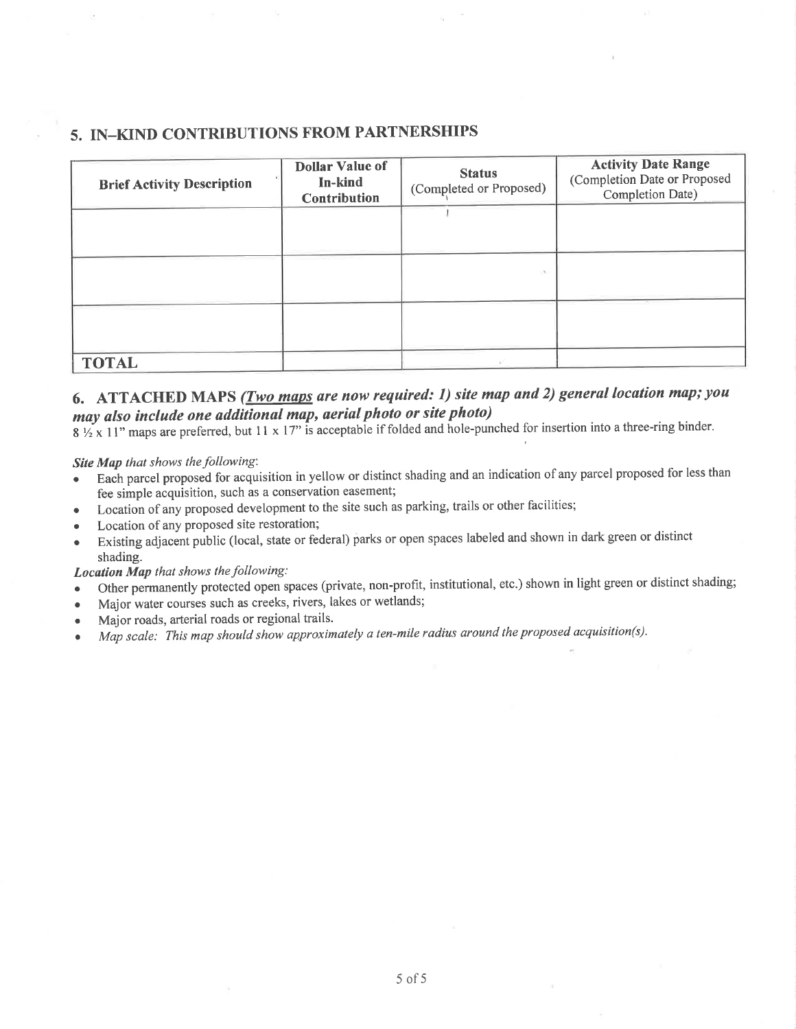## 5. IN–KIND CONTRIBUTIONS FROM PARTNERSHIPS

| Brief Activity Description | Dollar Value of In-kind Contribution | Status (Completed or Proposed) | Activity Date Range (Completion Date or Proposed Completion Date) |
|---|---|---|---|
| | | | |
| | | | |
| | | | |
| **TOTAL** | | | |

## 6. ATTACHED MAPS *(Two maps are now required: 1) site map and 2) general location map; you may also include one additional map, aerial photo or site photo)*

8 ½ x 11" maps are preferred, but 11 x 17" is acceptable if folded and hole-punched for insertion into a three-ring binder.

***Site Map** that shows the following*:

- Each parcel proposed for acquisition in yellow or distinct shading and an indication of any parcel proposed for less than fee simple acquisition, such as a conservation easement;
- Location of any proposed development to the site such as parking, trails or other facilities;
- Location of any proposed site restoration;
- Existing adjacent public (local, state or federal) parks or open spaces labeled and shown in dark green or distinct shading.

***Location Map** that shows the following:*

- Other permanently protected open spaces (private, non-profit, institutional, etc.) shown in light green or distinct shading;
- Major water courses such as creeks, rivers, lakes or wetlands;
- Major roads, arterial roads or regional trails.
- *Map scale: This map should show approximately a ten-mile radius around the proposed acquisition(s).*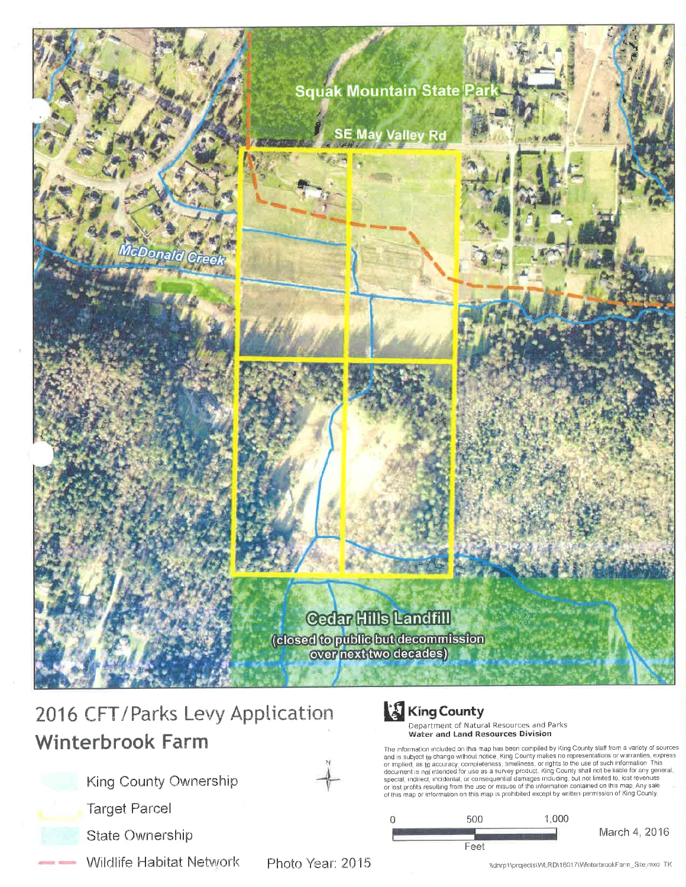Squak Mountain State Park

SE May Valley Rd

McDonald Creek

Cedar Hills Landfill
(closed to public but decommission over next two decades)

# 2016 CFT/Parks Levy Application
## Winterbrook Farm

- King County Ownership
- Target Parcel
- State Ownership
- Wildlife Habitat Network

Photo Year: 2015

N

**King County**
Department of Natural Resources and Parks
**Water and Land Resources Division**

The information included on this map has been compiled by King County staff from a variety of sources and is subject to change without notice. King County makes no representations or warranties, express or implied, as to accuracy, completeness, timeliness, or rights to the use of such information. This document is not intended for use as a survey product. King County shall not be liable for any general, special, indirect, incidental, or consequential damages including, but not limited to, lost revenues or lost profits resulting from the use or misuse of the information contained on this map. Any sale of this map or information on this map is prohibited except by written permission of King County.

0 500 1,000
Feet

March 4, 2016

\\dnrp1\projects\WLRD\16017\WinterbrookFarm_Site.mxd TK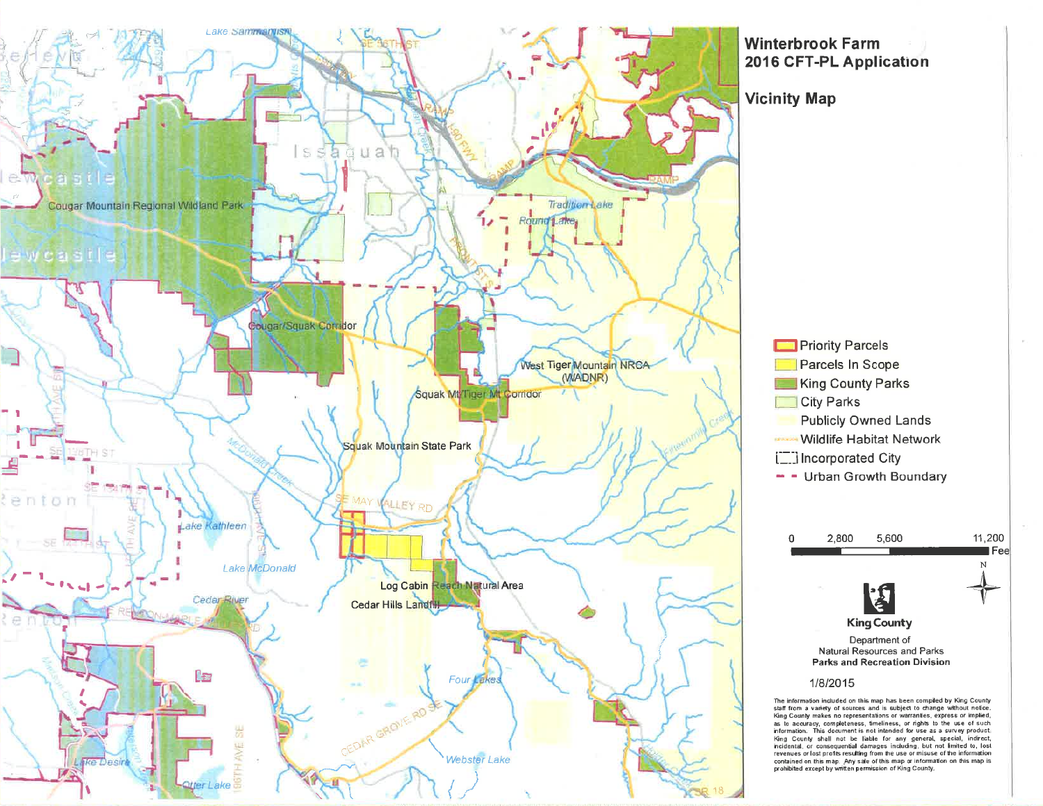# Winterbrook Farm
# 2016 CFT-PL Application

## Vicinity Map

Lake Sammamish
SE 56TH ST
Issaquah
Newcastle
Cougar Mountain Regional Wildland Park
Tradition Lake
Round Lake
Cougar/Squak Corridor
West Tiger Mountain NRCA (WADNR)
Squak Mt/Tiger Mt Corridor
Squak Mountain State Park
SE MAY VALLEY RD
Renton
Lake Kathleen
Lake McDonald
Cedar River
Log Cabin Reach Natural Area
Cedar Hills Landfill
Four Lakes
CEDAR GROVE RD SE
Webster Lake
Lake Desire
Otter Lake
I-90 FWY
SR 18

Priority Parcels
Parcels In Scope
King County Parks
City Parks
Publicly Owned Lands
Wildlife Habitat Network
Incorporated City
Urban Growth Boundary

0 2,800 5,600 11,200 Feet

N

King County
Department of Natural Resources and Parks
**Parks and Recreation Division**

1/8/2015

The information included on this map has been compiled by King County staff from a variety of sources and is subject to change without notice. King County makes no representations or warranties, express or implied, as to accuracy, completeness, timeliness, or rights to the use of such information. This document is not intended for use as a survey product. King County shall not be liable for any general, special, indirect, incidental, or consequential damages including, but not limited to, lost revenues or lost profits resulting from the use or misuse of the information contained on this map. Any sale of this map or information on this map is prohibited except by written permission of King County.